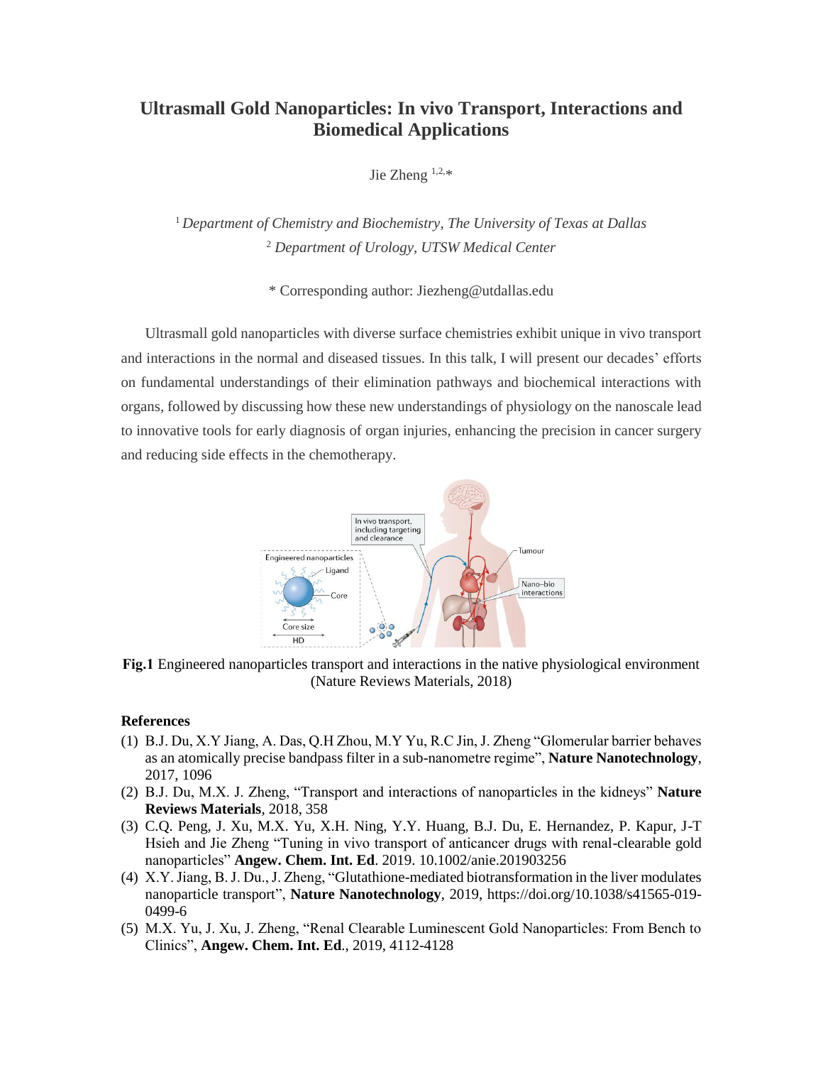# Ultrasmall Gold Nanoparticles: In vivo Transport, Interactions and Biomedical Applications

Jie Zheng [1,2,*]

[1] *Department of Chemistry and Biochemistry, The University of Texas at Dallas*
[2] *Department of Urology, UTSW Medical Center*

* Corresponding author: Jiezheng@utdallas.edu

Ultrasmall gold nanoparticles with diverse surface chemistries exhibit unique in vivo transport and interactions in the normal and diseased tissues. In this talk, I will present our decades' efforts on fundamental understandings of their elimination pathways and biochemical interactions with organs, followed by discussing how these new understandings of physiology on the nanoscale lead to innovative tools for early diagnosis of organ injuries, enhancing the precision in cancer surgery and reducing side effects in the chemotherapy.

**Fig.1** Engineered nanoparticles transport and interactions in the native physiological environment (Nature Reviews Materials, 2018)

## References

1. B.J. Du, X.Y Jiang, A. Das, Q.H Zhou, M.Y Yu, R.C Jin, J. Zheng "Glomerular barrier behaves as an atomically precise bandpass filter in a sub-nanometre regime", **Nature Nanotechnology**, 2017, 1096
2. B.J. Du, M.X. J. Zheng, "Transport and interactions of nanoparticles in the kidneys" **Nature Reviews Materials**, 2018, 358
3. C.Q. Peng, J. Xu, M.X. Yu, X.H. Ning, Y.Y. Huang, B.J. Du, E. Hernandez, P. Kapur, J-T Hsieh and Jie Zheng "Tuning in vivo transport of anticancer drugs with renal-clearable gold nanoparticles" **Angew. Chem. Int. Ed**. 2019. 10.1002/anie.201903256
4. X.Y. Jiang, B. J. Du., J. Zheng, "Glutathione-mediated biotransformation in the liver modulates nanoparticle transport", **Nature Nanotechnology**, 2019, https://doi.org/10.1038/s41565-019-0499-6
5. M.X. Yu, J. Xu, J. Zheng, "Renal Clearable Luminescent Gold Nanoparticles: From Bench to Clinics", **Angew. Chem. Int. Ed**., 2019, 4112-4128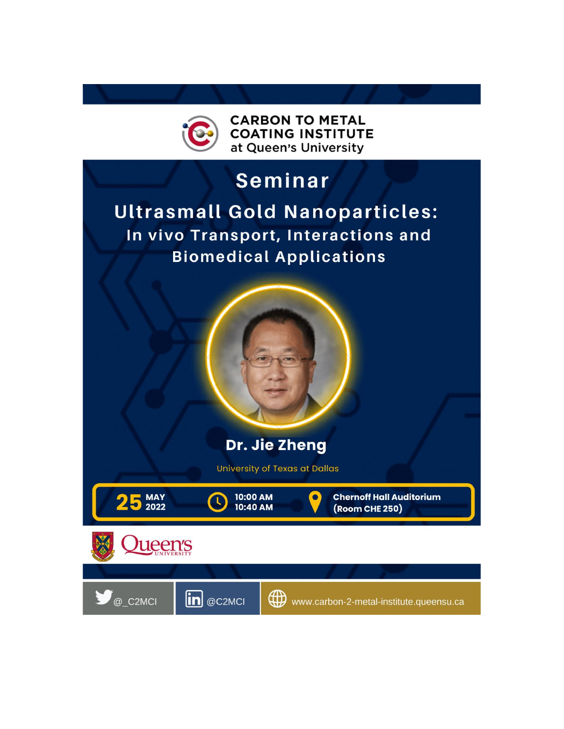CARBON TO METAL COATING INSTITUTE
at Queen's University

# Seminar

## Ultrasmall Gold Nanoparticles:

### In vivo Transport, Interactions and Biomedical Applications

**Dr. Jie Zheng**

University of Texas at Dallas

**25 MAY 2022**

**10:00 AM**
**10:40 AM**

**Chernoff Hall Auditorium (Room CHE 250)**

Queen's University

@_C2MCI

@C2MCI

www.carbon-2-metal-institute.queensu.ca